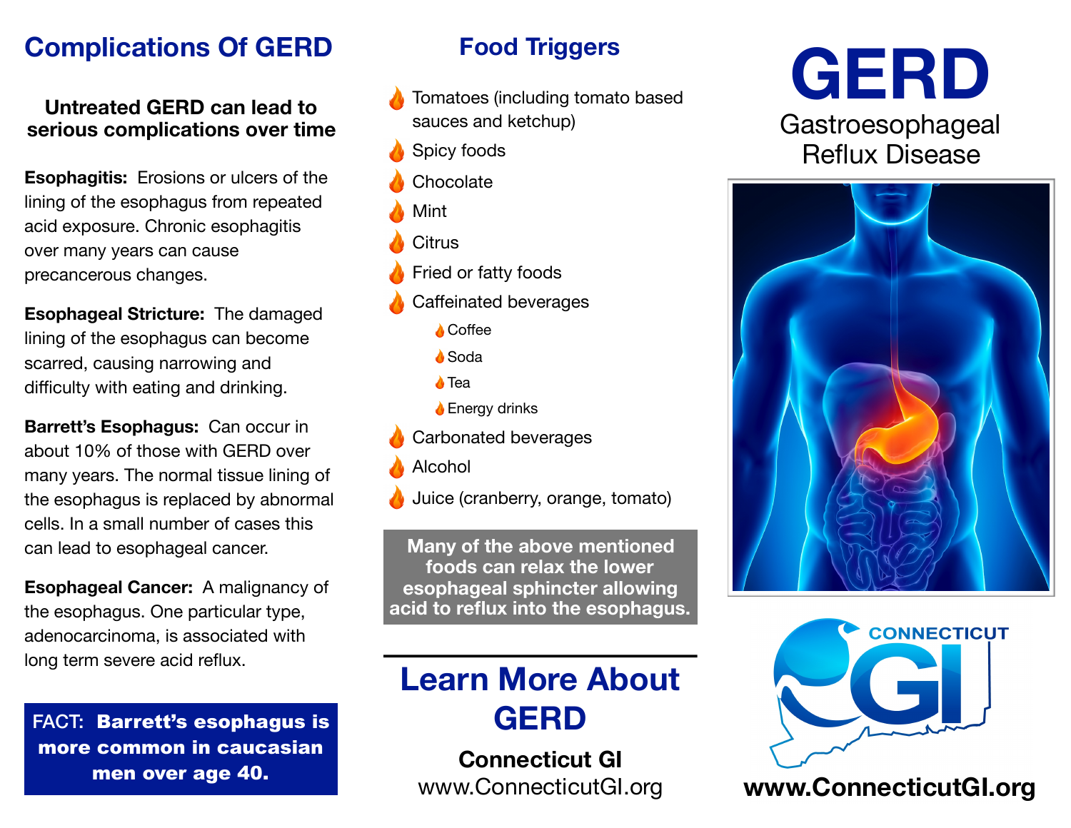## Complications Of GERD

**Untreated GERD can lead to serious complications over time**

**Esophagitis:** Erosions or ulcers of the lining of the esophagus from repeated acid exposure. Chronic esophagitis over many years can cause precancerous changes.

**Esophageal Stricture:** The damaged lining of the esophagus can become scarred, causing narrowing and difficulty with eating and drinking.

**Barrett's Esophagus:** Can occur in about 10% of those with GERD over many years. The normal tissue lining of the esophagus is replaced by abnormal cells. In a small number of cases this can lead to esophageal cancer.

**Esophageal Cancer:** A malignancy of the esophagus. One particular type, adenocarcinoma, is associated with long term severe acid reflux.

FACT: **Barrett's esophagus is more common in caucasian men over age 40.**

## Food Triggers

- Tomatoes (including tomato based sauces and ketchup)
- Spicy foods
- Chocolate
- Mint
- Citrus
- Fried or fatty foods
- Caffeinated beverages
  - Coffee
  - Soda
  - Tea
  - Energy drinks
- Carbonated beverages
- Alcohol
- Juice (cranberry, orange, tomato)

**Many of the above mentioned foods can relax the lower esophageal sphincter allowing acid to reflux into the esophagus.**

## Learn More About GERD

**Connecticut GI**
www.ConnecticutGI.org

# GERD

Gastroesophageal Reflux Disease

CONNECTICUT GI

**www.ConnecticutGI.org**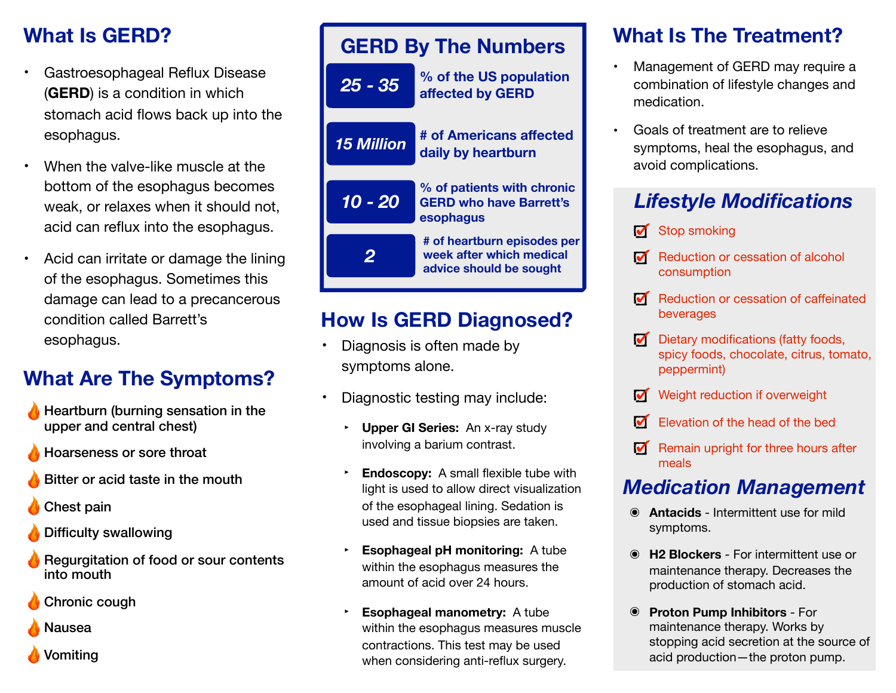## What Is GERD?

- Gastroesophageal Reflux Disease (**GERD**) is a condition in which stomach acid flows back up into the esophagus.
- When the valve-like muscle at the bottom of the esophagus becomes weak, or relaxes when it should not, acid can reflux into the esophagus.
- Acid can irritate or damage the lining of the esophagus. Sometimes this damage can lead to a precancerous condition called Barrett's esophagus.

## What Are The Symptoms?

- Heartburn (burning sensation in the upper and central chest)
- Hoarseness or sore throat
- Bitter or acid taste in the mouth
- Chest pain
- Difficulty swallowing
- Regurgitation of food or sour contents into mouth
- Chronic cough
- Nausea
- Vomiting

## GERD By The Numbers

| | |
|---|---|
| **25 - 35** | **% of the US population affected by GERD** |
| **15 Million** | **# of Americans affected daily by heartburn** |
| **10 - 20** | **% of patients with chronic GERD who have Barrett's esophagus** |
| **2** | **# of heartburn episodes per week after which medical advice should be sought** |

## How Is GERD Diagnosed?

- Diagnosis is often made by symptoms alone.
- Diagnostic testing may include:
  - **Upper GI Series:** An x-ray study involving a barium contrast.
  - **Endoscopy:** A small flexible tube with light is used to allow direct visualization of the esophageal lining. Sedation is used and tissue biopsies are taken.
  - **Esophageal pH monitoring:** A tube within the esophagus measures the amount of acid over 24 hours.
  - **Esophageal manometry:** A tube within the esophagus measures muscle contractions. This test may be used when considering anti-reflux surgery.

## What Is The Treatment?

- Management of GERD may require a combination of lifestyle changes and medication.
- Goals of treatment are to relieve symptoms, heal the esophagus, and avoid complications.

### *Lifestyle Modifications*

- Stop smoking
- Reduction or cessation of alcohol consumption
- Reduction or cessation of caffeinated beverages
- Dietary modifications (fatty foods, spicy foods, chocolate, citrus, tomato, peppermint)
- Weight reduction if overweight
- Elevation of the head of the bed
- Remain upright for three hours after meals

### *Medication Management*

- **Antacids** - Intermittent use for mild symptoms.
- **H2 Blockers** - For intermittent use or maintenance therapy. Decreases the production of stomach acid.
- **Proton Pump Inhibitors** - For maintenance therapy. Works by stopping acid secretion at the source of acid production—the proton pump.